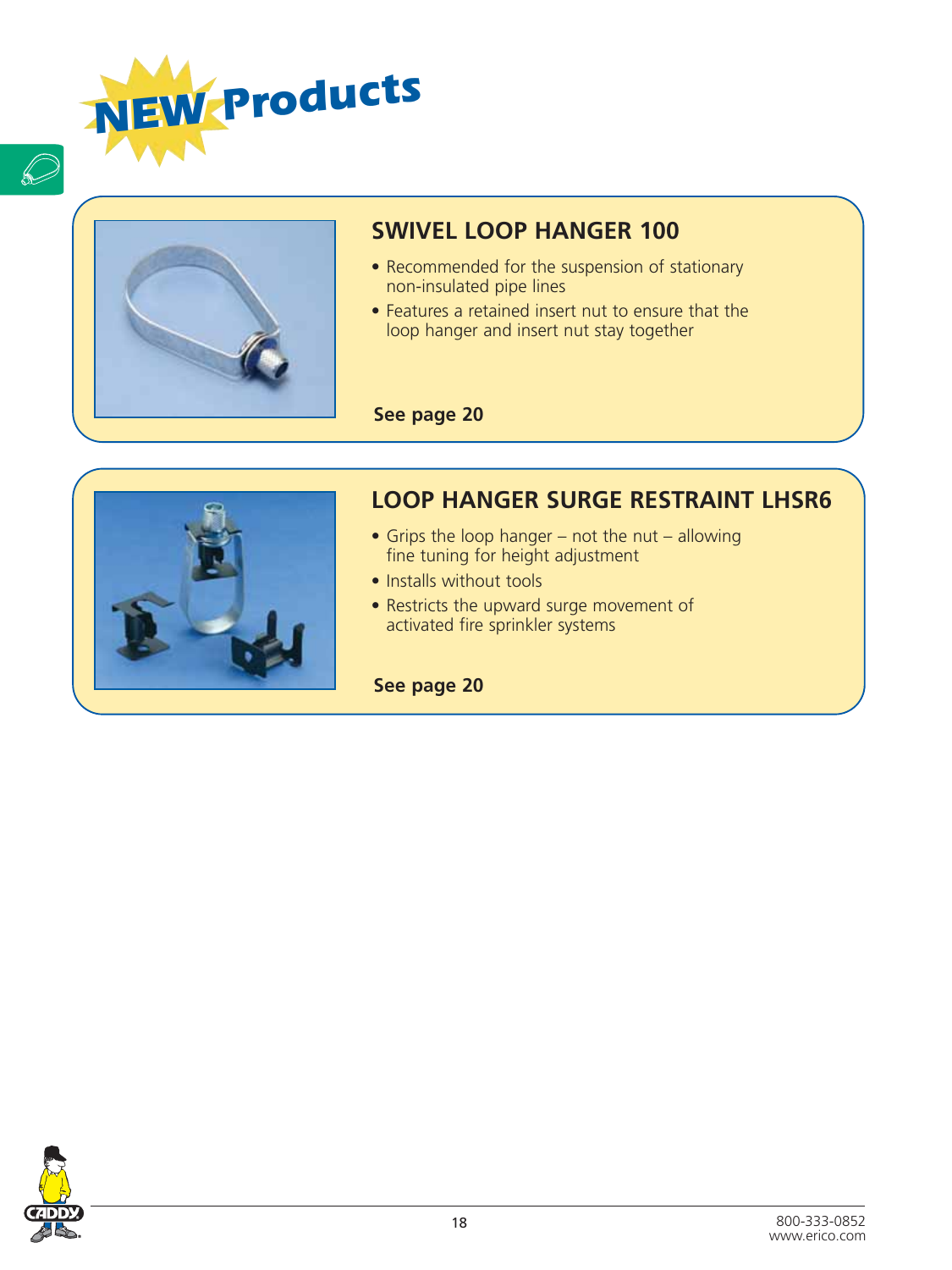# NEW Products

## SWIVEL LOOP HANGER 100

- Recommended for the suspension of stationary non-insulated pipe lines
- Features a retained insert nut to ensure that the loop hanger and insert nut stay together

**See page 20**

## LOOP HANGER SURGE RESTRAINT LHSR6

- Grips the loop hanger – not the nut – allowing fine tuning for height adjustment
- Installs without tools
- Restricts the upward surge movement of activated fire sprinkler systems

**See page 20**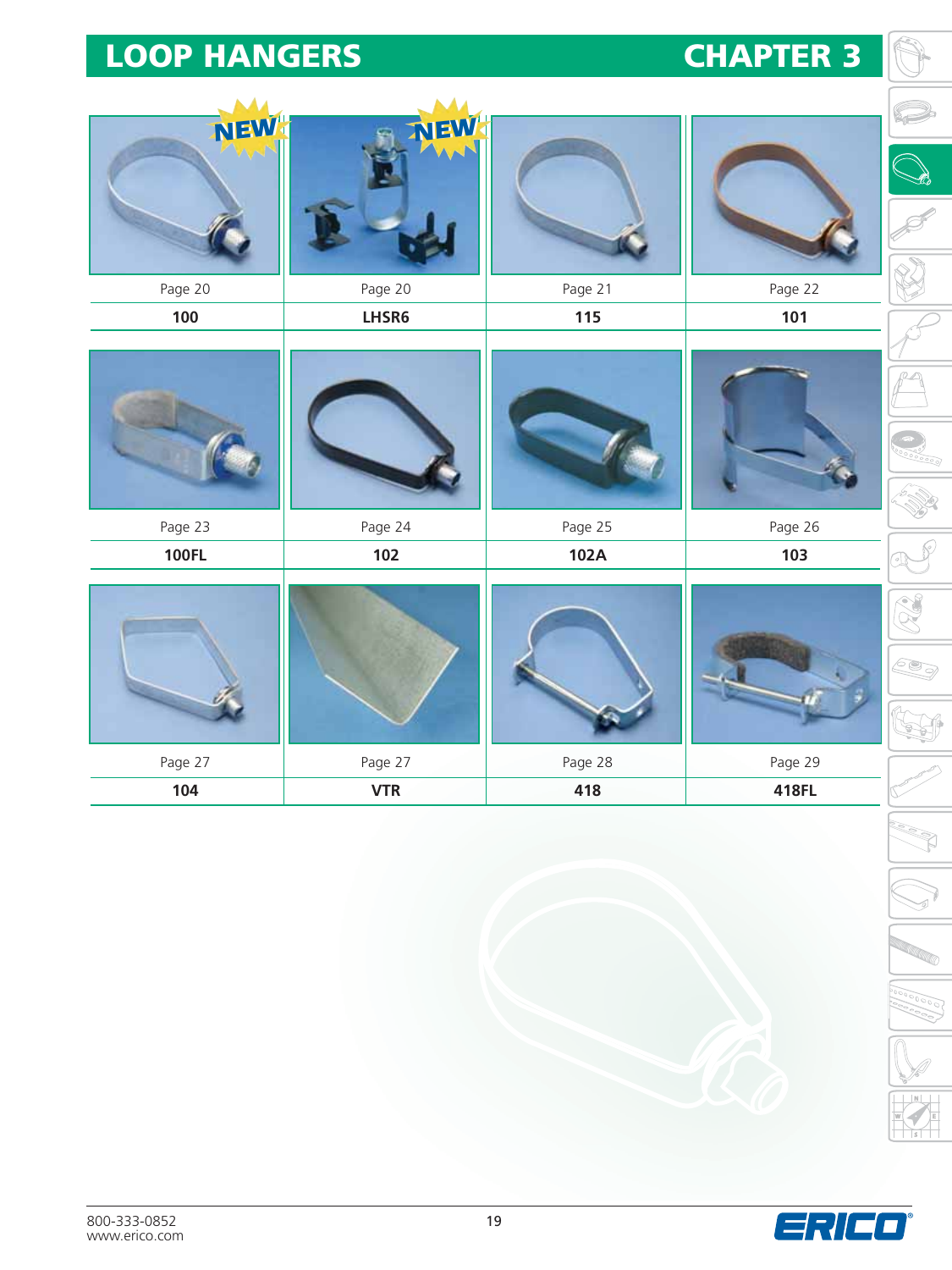# LOOP HANGERS

# CHAPTER 3

| NEW | NEW | | |
|---|---|---|---|
| Page 20 | Page 20 | Page 21 | Page 22 |
| **100** | **LHSR6** | **115** | **101** |
| Page 23 | Page 24 | Page 25 | Page 26 |
| **100FL** | **102** | **102A** | **103** |
| Page 27 | Page 27 | Page 28 | Page 29 |
| **104** | **VTR** | **418** | **418FL** |

800-333-0852
www.erico.com

ERICO®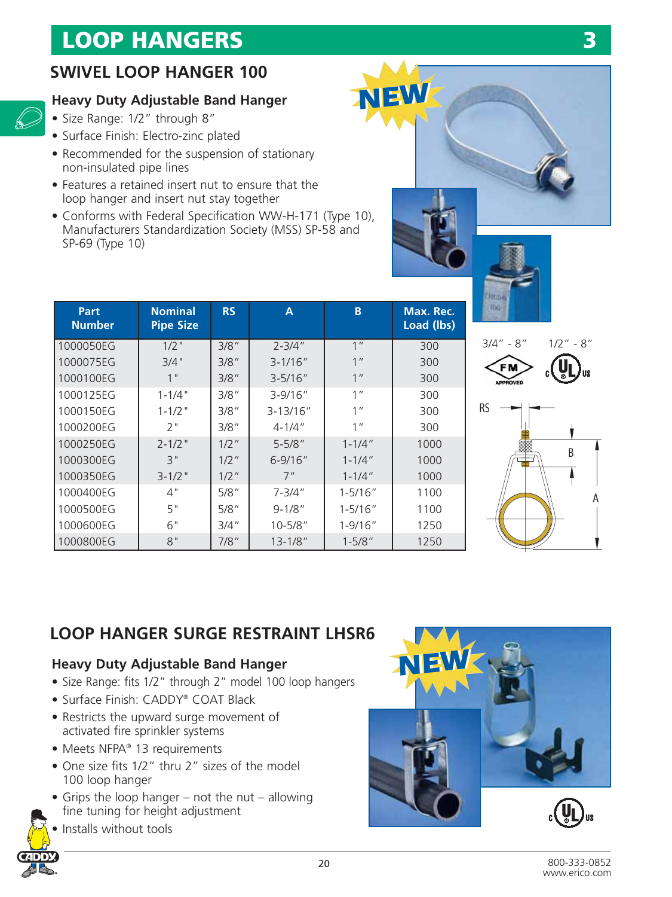# LOOP HANGERS

## SWIVEL LOOP HANGER 100

NEW

### Heavy Duty Adjustable Band Hanger

- Size Range: 1/2″ through 8″
- Surface Finish: Electro-zinc plated
- Recommended for the suspension of stationary non-insulated pipe lines
- Features a retained insert nut to ensure that the loop hanger and insert nut stay together
- Conforms with Federal Specification WW-H-171 (Type 10), Manufacturers Standardization Society (MSS) SP-58 and SP-69 (Type 10)

| Part Number | Nominal Pipe Size | RS | A | B | Max. Rec. Load (lbs) |
|---|---|---|---|---|---|
| 1000050EG | 1/2" | 3/8″ | 2-3/4″ | 1″ | 300 |
| 1000075EG | 3/4" | 3/8″ | 3-1/16″ | 1″ | 300 |
| 1000100EG | 1" | 3/8″ | 3-5/16″ | 1″ | 300 |
| 1000125EG | 1-1/4" | 3/8″ | 3-9/16″ | 1″ | 300 |
| 1000150EG | 1-1/2" | 3/8″ | 3-13/16″ | 1″ | 300 |
| 1000200EG | 2" | 3/8″ | 4-1/4″ | 1″ | 300 |
| 1000250EG | 2-1/2" | 1/2″ | 5-5/8″ | 1-1/4″ | 1000 |
| 1000300EG | 3" | 1/2″ | 6-9/16″ | 1-1/4″ | 1000 |
| 1000350EG | 3-1/2" | 1/2″ | 7″ | 1-1/4″ | 1000 |
| 1000400EG | 4" | 5/8″ | 7-3/4″ | 1-5/16″ | 1100 |
| 1000500EG | 5" | 5/8″ | 9-1/8″ | 1-5/16″ | 1100 |
| 1000600EG | 6" | 3/4″ | 10-5/8″ | 1-9/16″ | 1250 |
| 1000800EG | 8" | 7/8″ | 13-1/8″ | 1-5/8″ | 1250 |

3/4″ - 8″ FM APPROVED    1/2″ - 8″ c UL us

## LOOP HANGER SURGE RESTRAINT LHSR6

NEW

### Heavy Duty Adjustable Band Hanger

- Size Range: fits 1/2″ through 2″ model 100 loop hangers
- Surface Finish: CADDY® COAT Black
- Restricts the upward surge movement of activated fire sprinkler systems
- Meets NFPA® 13 requirements
- One size fits 1/2″ thru 2″ sizes of the model 100 loop hanger
- Grips the loop hanger – not the nut – allowing fine tuning for height adjustment
- Installs without tools

c UL us

800-333-0852
www.erico.com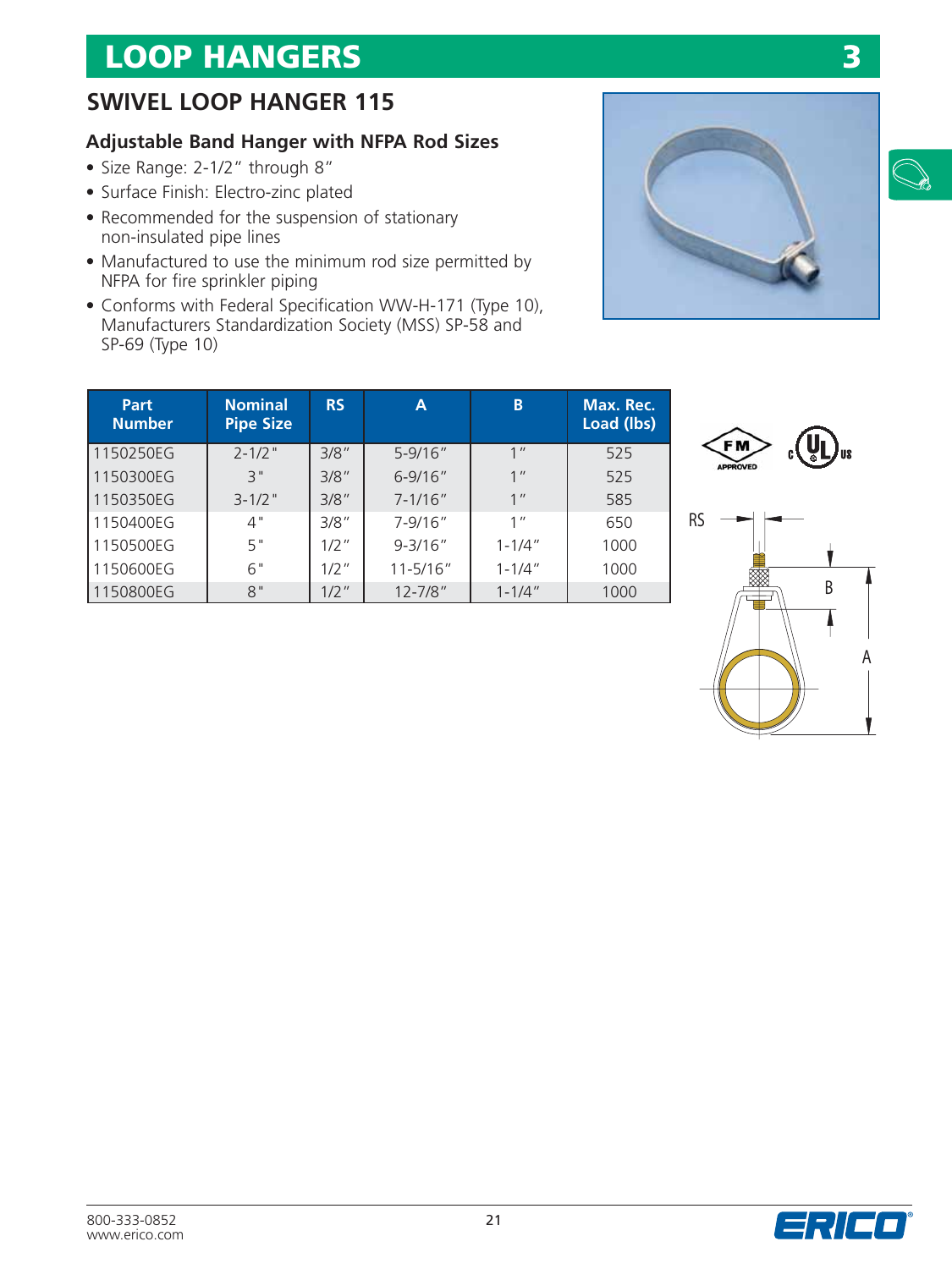# LOOP HANGERS

## SWIVEL LOOP HANGER 115

### Adjustable Band Hanger with NFPA Rod Sizes

- Size Range: 2-1/2″ through 8″
- Surface Finish: Electro-zinc plated
- Recommended for the suspension of stationary non-insulated pipe lines
- Manufactured to use the minimum rod size permitted by NFPA for fire sprinkler piping
- Conforms with Federal Specification WW-H-171 (Type 10), Manufacturers Standardization Society (MSS) SP-58 and SP-69 (Type 10)

| Part Number | Nominal Pipe Size | RS | A | B | Max. Rec. Load (lbs) |
|---|---|---|---|---|---|
| 1150250EG | 2-1/2" | 3/8″ | 5-9/16″ | 1″ | 525 |
| 1150300EG | 3" | 3/8″ | 6-9/16″ | 1″ | 525 |
| 1150350EG | 3-1/2" | 3/8″ | 7-1/16″ | 1″ | 585 |
| 1150400EG | 4" | 3/8″ | 7-9/16″ | 1″ | 650 |
| 1150500EG | 5" | 1/2″ | 9-3/16″ | 1-1/4″ | 1000 |
| 1150600EG | 6" | 1/2″ | 11-5/16″ | 1-1/4″ | 1000 |
| 1150800EG | 8" | 1/2″ | 12-7/8″ | 1-1/4″ | 1000 |

800-333-0852
www.erico.com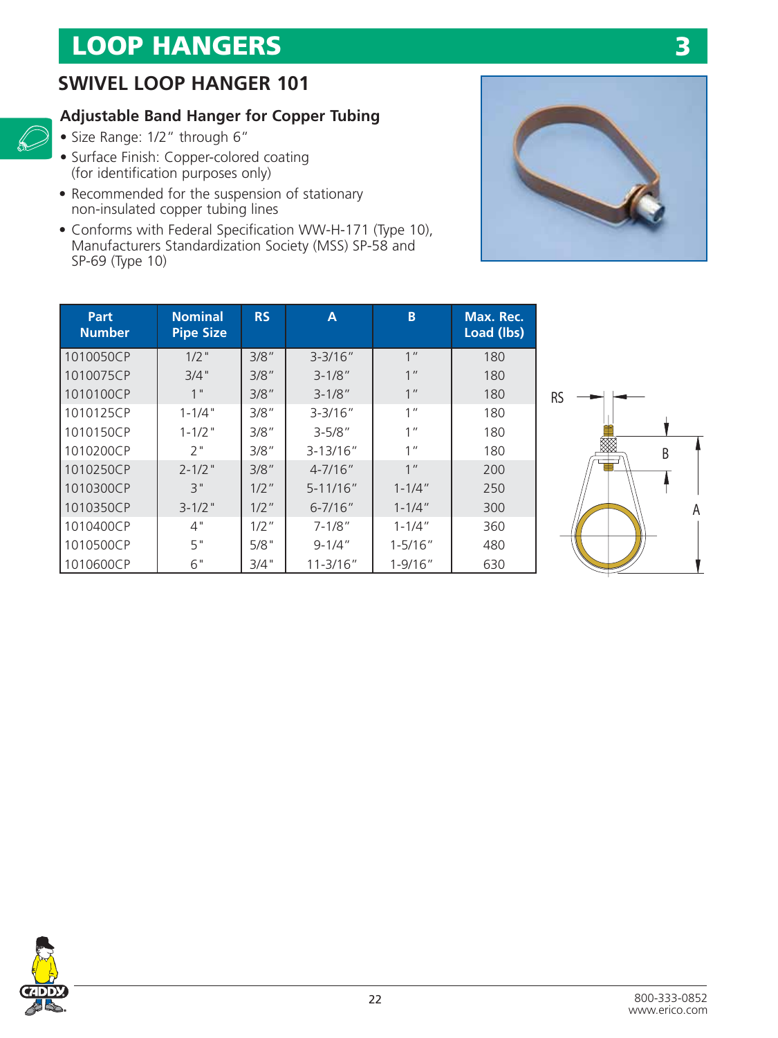# LOOP HANGERS

## SWIVEL LOOP HANGER 101

### Adjustable Band Hanger for Copper Tubing

- Size Range: 1/2″ through 6″
- Surface Finish: Copper-colored coating (for identification purposes only)
- Recommended for the suspension of stationary non-insulated copper tubing lines
- Conforms with Federal Specification WW-H-171 (Type 10), Manufacturers Standardization Society (MSS) SP-58 and SP-69 (Type 10)

| Part Number | Nominal Pipe Size | RS | A | B | Max. Rec. Load (lbs) |
|---|---|---|---|---|---|
| 1010050CP | 1/2" | 3/8″ | 3-3/16″ | 1″ | 180 |
| 1010075CP | 3/4" | 3/8″ | 3-1/8″ | 1″ | 180 |
| 1010100CP | 1" | 3/8″ | 3-1/8″ | 1″ | 180 |
| 1010125CP | 1-1/4" | 3/8″ | 3-3/16″ | 1″ | 180 |
| 1010150CP | 1-1/2" | 3/8″ | 3-5/8″ | 1″ | 180 |
| 1010200CP | 2" | 3/8″ | 3-13/16″ | 1″ | 180 |
| 1010250CP | 2-1/2" | 3/8″ | 4-7/16″ | 1″ | 200 |
| 1010300CP | 3" | 1/2″ | 5-11/16″ | 1-1/4″ | 250 |
| 1010350CP | 3-1/2" | 1/2″ | 6-7/16″ | 1-1/4″ | 300 |
| 1010400CP | 4" | 1/2″ | 7-1/8″ | 1-1/4″ | 360 |
| 1010500CP | 5" | 5/8" | 9-1/4″ | 1-5/16″ | 480 |
| 1010600CP | 6" | 3/4" | 11-3/16″ | 1-9/16″ | 630 |

800-333-0852
www.erico.com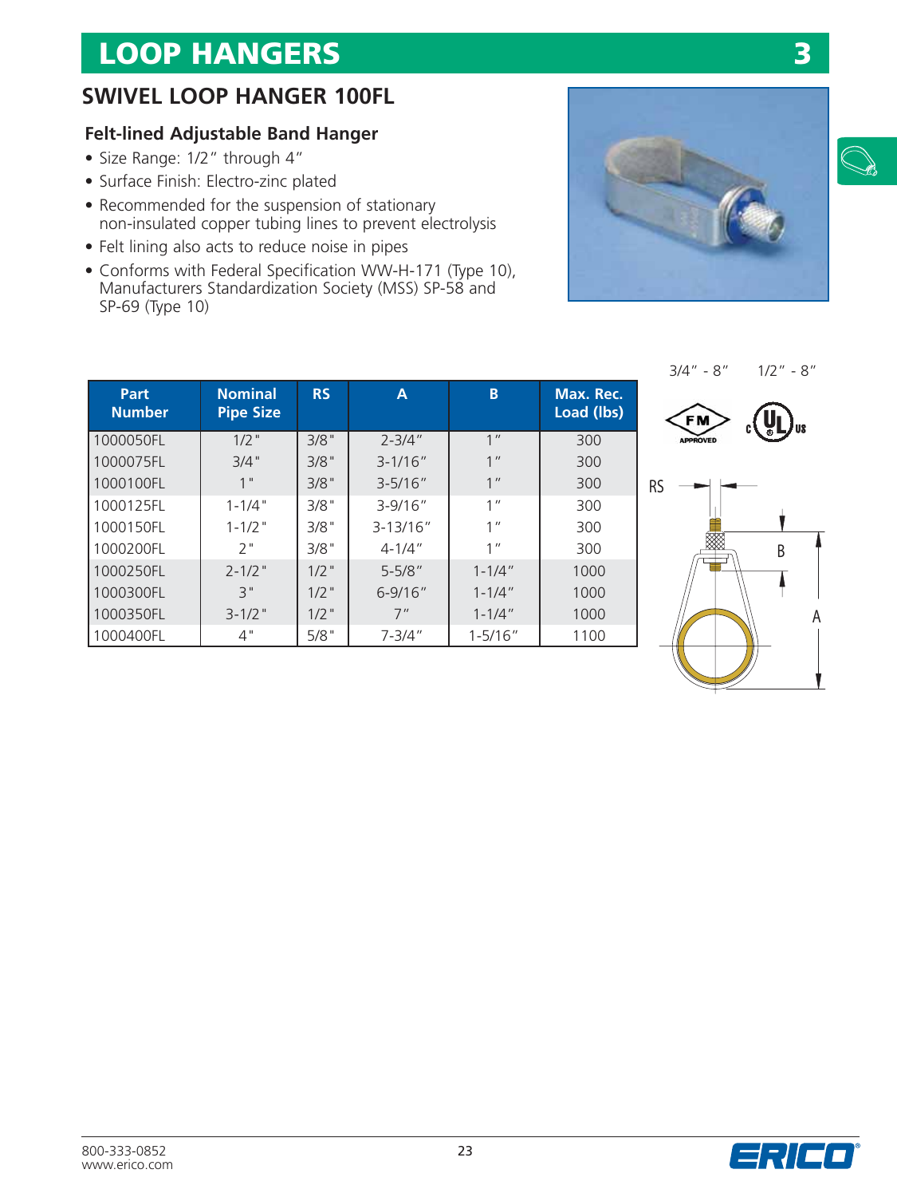# LOOP HANGERS

## SWIVEL LOOP HANGER 100FL

### Felt-lined Adjustable Band Hanger

- Size Range: 1/2" through 4"
- Surface Finish: Electro-zinc plated
- Recommended for the suspension of stationary non-insulated copper tubing lines to prevent electrolysis
- Felt lining also acts to reduce noise in pipes
- Conforms with Federal Specification WW-H-171 (Type 10), Manufacturers Standardization Society (MSS) SP-58 and SP-69 (Type 10)

3/4" - 8" 1/2" - 8"

| Part Number | Nominal Pipe Size | RS | A | B | Max. Rec. Load (lbs) |
|---|---|---|---|---|---|
| 1000050FL | 1/2" | 3/8" | 2-3/4" | 1" | 300 |
| 1000075FL | 3/4" | 3/8" | 3-1/16" | 1" | 300 |
| 1000100FL | 1" | 3/8" | 3-5/16" | 1" | 300 |
| 1000125FL | 1-1/4" | 3/8" | 3-9/16" | 1" | 300 |
| 1000150FL | 1-1/2" | 3/8" | 3-13/16" | 1" | 300 |
| 1000200FL | 2" | 3/8" | 4-1/4" | 1" | 300 |
| 1000250FL | 2-1/2" | 1/2" | 5-5/8" | 1-1/4" | 1000 |
| 1000300FL | 3" | 1/2" | 6-9/16" | 1-1/4" | 1000 |
| 1000350FL | 3-1/2" | 1/2" | 7" | 1-1/4" | 1000 |
| 1000400FL | 4" | 5/8" | 7-3/4" | 1-5/16" | 1100 |

800-333-0852
www.erico.com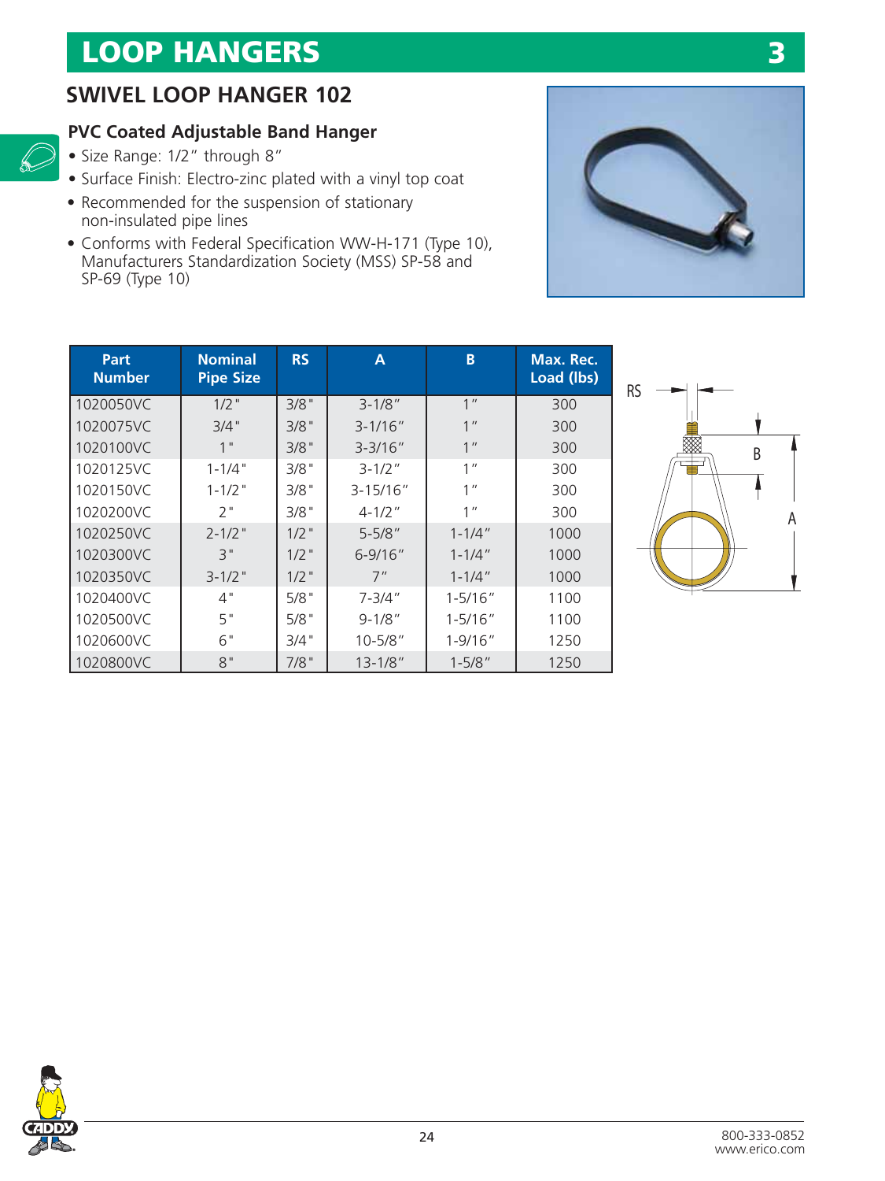# LOOP HANGERS

## SWIVEL LOOP HANGER 102

### PVC Coated Adjustable Band Hanger

- Size Range: 1/2″ through 8″
- Surface Finish: Electro-zinc plated with a vinyl top coat
- Recommended for the suspension of stationary non-insulated pipe lines
- Conforms with Federal Specification WW-H-171 (Type 10), Manufacturers Standardization Society (MSS) SP-58 and SP-69 (Type 10)

| Part Number | Nominal Pipe Size | RS | A | B | Max. Rec. Load (lbs) |
|---|---|---|---|---|---|
| 1020050VC | 1/2" | 3/8" | 3-1/8″ | 1″ | 300 |
| 1020075VC | 3/4" | 3/8" | 3-1/16″ | 1″ | 300 |
| 1020100VC | 1" | 3/8" | 3-3/16″ | 1″ | 300 |
| 1020125VC | 1-1/4" | 3/8" | 3-1/2″ | 1″ | 300 |
| 1020150VC | 1-1/2" | 3/8" | 3-15/16″ | 1″ | 300 |
| 1020200VC | 2" | 3/8" | 4-1/2″ | 1″ | 300 |
| 1020250VC | 2-1/2" | 1/2" | 5-5/8″ | 1-1/4″ | 1000 |
| 1020300VC | 3" | 1/2" | 6-9/16″ | 1-1/4″ | 1000 |
| 1020350VC | 3-1/2" | 1/2" | 7″ | 1-1/4″ | 1000 |
| 1020400VC | 4" | 5/8" | 7-3/4″ | 1-5/16″ | 1100 |
| 1020500VC | 5" | 5/8" | 9-1/8″ | 1-5/16″ | 1100 |
| 1020600VC | 6" | 3/4" | 10-5/8″ | 1-9/16″ | 1250 |
| 1020800VC | 8" | 7/8" | 13-1/8″ | 1-5/8″ | 1250 |

800-333-0852
www.erico.com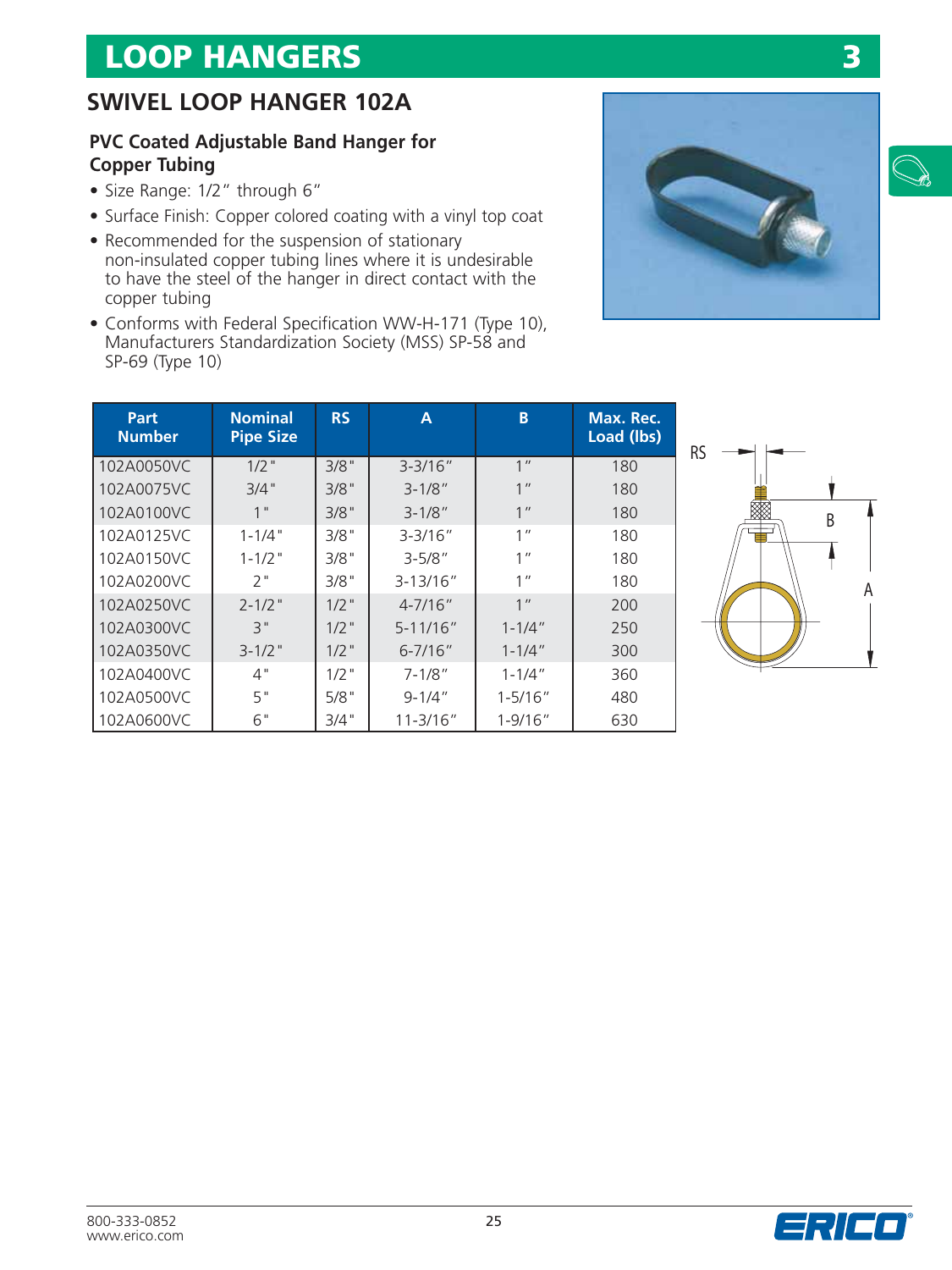# LOOP HANGERS

## SWIVEL LOOP HANGER 102A

### PVC Coated Adjustable Band Hanger for Copper Tubing

- Size Range: 1/2" through 6"
- Surface Finish: Copper colored coating with a vinyl top coat
- Recommended for the suspension of stationary non-insulated copper tubing lines where it is undesirable to have the steel of the hanger in direct contact with the copper tubing
- Conforms with Federal Specification WW-H-171 (Type 10), Manufacturers Standardization Society (MSS) SP-58 and SP-69 (Type 10)

| Part Number | Nominal Pipe Size | RS | A | B | Max. Rec. Load (lbs) |
|---|---|---|---|---|---|
| 102A0050VC | 1/2" | 3/8" | 3-3/16" | 1" | 180 |
| 102A0075VC | 3/4" | 3/8" | 3-1/8" | 1" | 180 |
| 102A0100VC | 1" | 3/8" | 3-1/8" | 1" | 180 |
| 102A0125VC | 1-1/4" | 3/8" | 3-3/16" | 1" | 180 |
| 102A0150VC | 1-1/2" | 3/8" | 3-5/8" | 1" | 180 |
| 102A0200VC | 2" | 3/8" | 3-13/16" | 1" | 180 |
| 102A0250VC | 2-1/2" | 1/2" | 4-7/16" | 1" | 200 |
| 102A0300VC | 3" | 1/2" | 5-11/16" | 1-1/4" | 250 |
| 102A0350VC | 3-1/2" | 1/2" | 6-7/16" | 1-1/4" | 300 |
| 102A0400VC | 4" | 1/2" | 7-1/8" | 1-1/4" | 360 |
| 102A0500VC | 5" | 5/8" | 9-1/4" | 1-5/16" | 480 |
| 102A0600VC | 6" | 3/4" | 11-3/16" | 1-9/16" | 630 |

800-333-0852
www.erico.com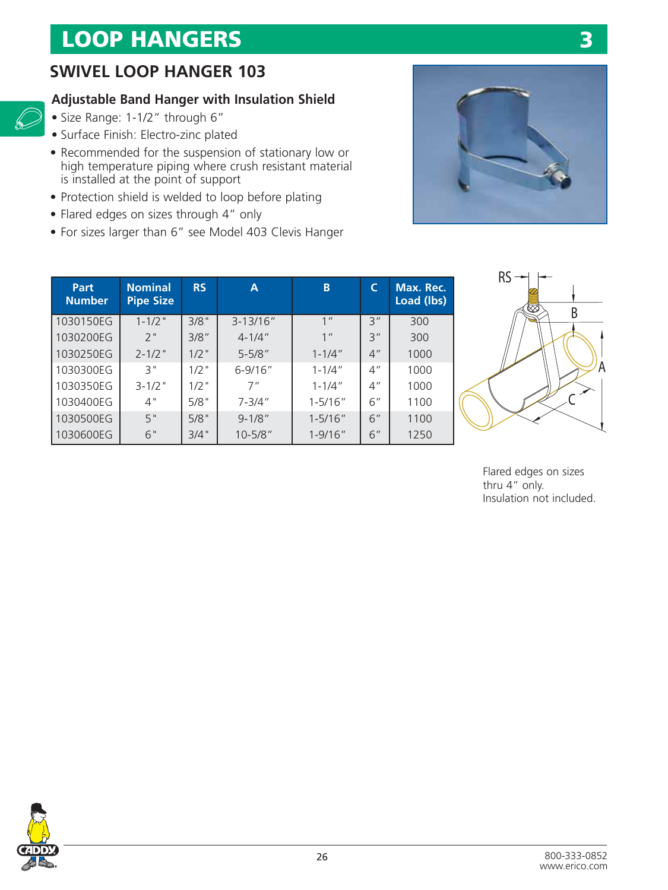# LOOP HANGERS

## SWIVEL LOOP HANGER 103

### Adjustable Band Hanger with Insulation Shield

- Size Range: 1-1/2" through 6"
- Surface Finish: Electro-zinc plated
- Recommended for the suspension of stationary low or high temperature piping where crush resistant material is installed at the point of support
- Protection shield is welded to loop before plating
- Flared edges on sizes through 4" only
- For sizes larger than 6" see Model 403 Clevis Hanger

| Part Number | Nominal Pipe Size | RS | A | B | C | Max. Rec. Load (lbs) |
|---|---|---|---|---|---|---|
| 1030150EG | 1-1/2" | 3/8" | 3-13/16" | 1" | 3" | 300 |
| 1030200EG | 2" | 3/8" | 4-1/4" | 1" | 3" | 300 |
| 1030250EG | 2-1/2" | 1/2" | 5-5/8" | 1-1/4" | 4" | 1000 |
| 1030300EG | 3" | 1/2" | 6-9/16" | 1-1/4" | 4" | 1000 |
| 1030350EG | 3-1/2" | 1/2" | 7" | 1-1/4" | 4" | 1000 |
| 1030400EG | 4" | 5/8" | 7-3/4" | 1-5/16" | 6" | 1100 |
| 1030500EG | 5" | 5/8" | 9-1/8" | 1-5/16" | 6" | 1100 |
| 1030600EG | 6" | 3/4" | 10-5/8" | 1-9/16" | 6" | 1250 |

Flared edges on sizes thru 4" only.
Insulation not included.

800-333-0852
www.erico.com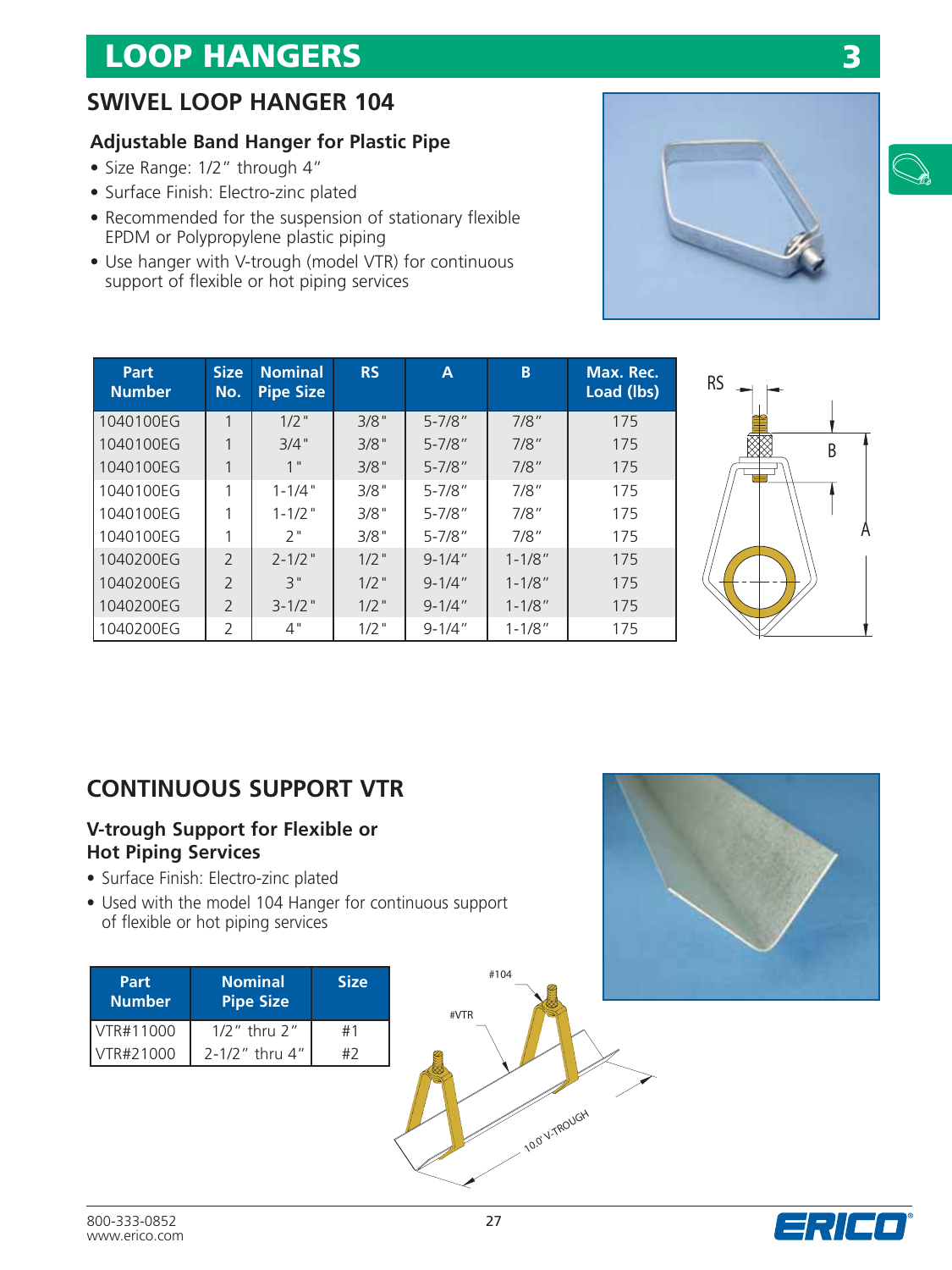# LOOP HANGERS

## SWIVEL LOOP HANGER 104

### Adjustable Band Hanger for Plastic Pipe

- Size Range: 1/2" through 4"
- Surface Finish: Electro-zinc plated
- Recommended for the suspension of stationary flexible EPDM or Polypropylene plastic piping
- Use hanger with V-trough (model VTR) for continuous support of flexible or hot piping services

| Part Number | Size No. | Nominal Pipe Size | RS | A | B | Max. Rec. Load (lbs) |
|---|---|---|---|---|---|---|
| 1040100EG | 1 | 1/2" | 3/8" | 5-7/8" | 7/8" | 175 |
| 1040100EG | 1 | 3/4" | 3/8" | 5-7/8" | 7/8" | 175 |
| 1040100EG | 1 | 1" | 3/8" | 5-7/8" | 7/8" | 175 |
| 1040100EG | 1 | 1-1/4" | 3/8" | 5-7/8" | 7/8" | 175 |
| 1040100EG | 1 | 1-1/2" | 3/8" | 5-7/8" | 7/8" | 175 |
| 1040100EG | 1 | 2" | 3/8" | 5-7/8" | 7/8" | 175 |
| 1040200EG | 2 | 2-1/2" | 1/2" | 9-1/4" | 1-1/8" | 175 |
| 1040200EG | 2 | 3" | 1/2" | 9-1/4" | 1-1/8" | 175 |
| 1040200EG | 2 | 3-1/2" | 1/2" | 9-1/4" | 1-1/8" | 175 |
| 1040200EG | 2 | 4" | 1/2" | 9-1/4" | 1-1/8" | 175 |

## CONTINUOUS SUPPORT VTR

### V-trough Support for Flexible or Hot Piping Services

- Surface Finish: Electro-zinc plated
- Used with the model 104 Hanger for continuous support of flexible or hot piping services

| Part Number | Nominal Pipe Size | Size |
|---|---|---|
| VTR#11000 | 1/2" thru 2" | #1 |
| VTR#21000 | 2-1/2" thru 4" | #2 |

#104

#VTR

10.0' V-TROUGH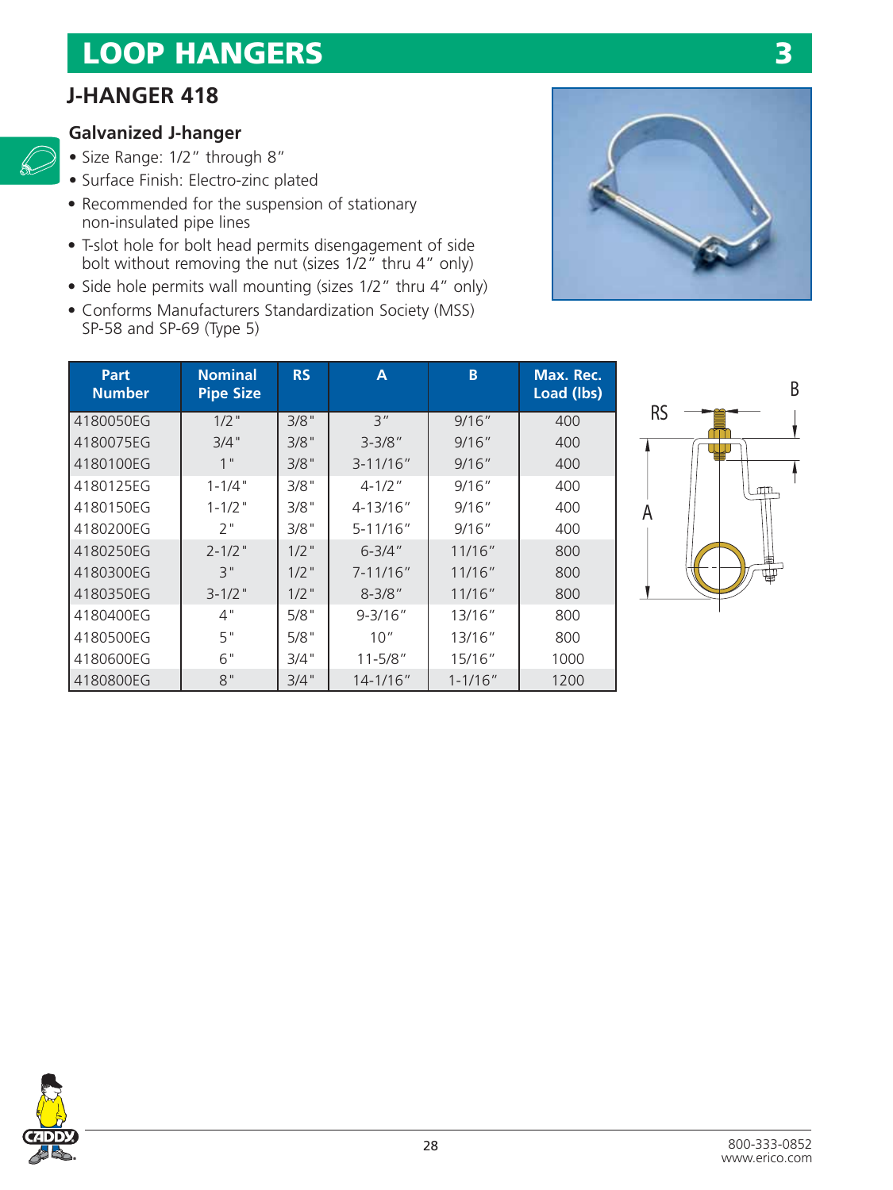# LOOP HANGERS

## J-HANGER 418

### Galvanized J-hanger

- Size Range: 1/2″ through 8″
- Surface Finish: Electro-zinc plated
- Recommended for the suspension of stationary non-insulated pipe lines
- T-slot hole for bolt head permits disengagement of side bolt without removing the nut (sizes 1/2″ thru 4″ only)
- Side hole permits wall mounting (sizes 1/2″ thru 4″ only)
- Conforms Manufacturers Standardization Society (MSS) SP-58 and SP-69 (Type 5)

| Part Number | Nominal Pipe Size | RS | A | B | Max. Rec. Load (lbs) |
|---|---|---|---|---|---|
| 4180050EG | 1/2" | 3/8" | 3″ | 9/16″ | 400 |
| 4180075EG | 3/4" | 3/8" | 3-3/8″ | 9/16″ | 400 |
| 4180100EG | 1" | 3/8" | 3-11/16″ | 9/16″ | 400 |
| 4180125EG | 1-1/4" | 3/8" | 4-1/2″ | 9/16″ | 400 |
| 4180150EG | 1-1/2" | 3/8" | 4-13/16″ | 9/16″ | 400 |
| 4180200EG | 2" | 3/8" | 5-11/16″ | 9/16″ | 400 |
| 4180250EG | 2-1/2" | 1/2" | 6-3/4″ | 11/16″ | 800 |
| 4180300EG | 3" | 1/2" | 7-11/16″ | 11/16″ | 800 |
| 4180350EG | 3-1/2" | 1/2" | 8-3/8″ | 11/16″ | 800 |
| 4180400EG | 4" | 5/8" | 9-3/16″ | 13/16″ | 800 |
| 4180500EG | 5" | 5/8" | 10″ | 13/16″ | 800 |
| 4180600EG | 6" | 3/4" | 11-5/8″ | 15/16″ | 1000 |
| 4180800EG | 8" | 3/4" | 14-1/16″ | 1-1/16″ | 1200 |

800-333-0852
www.erico.com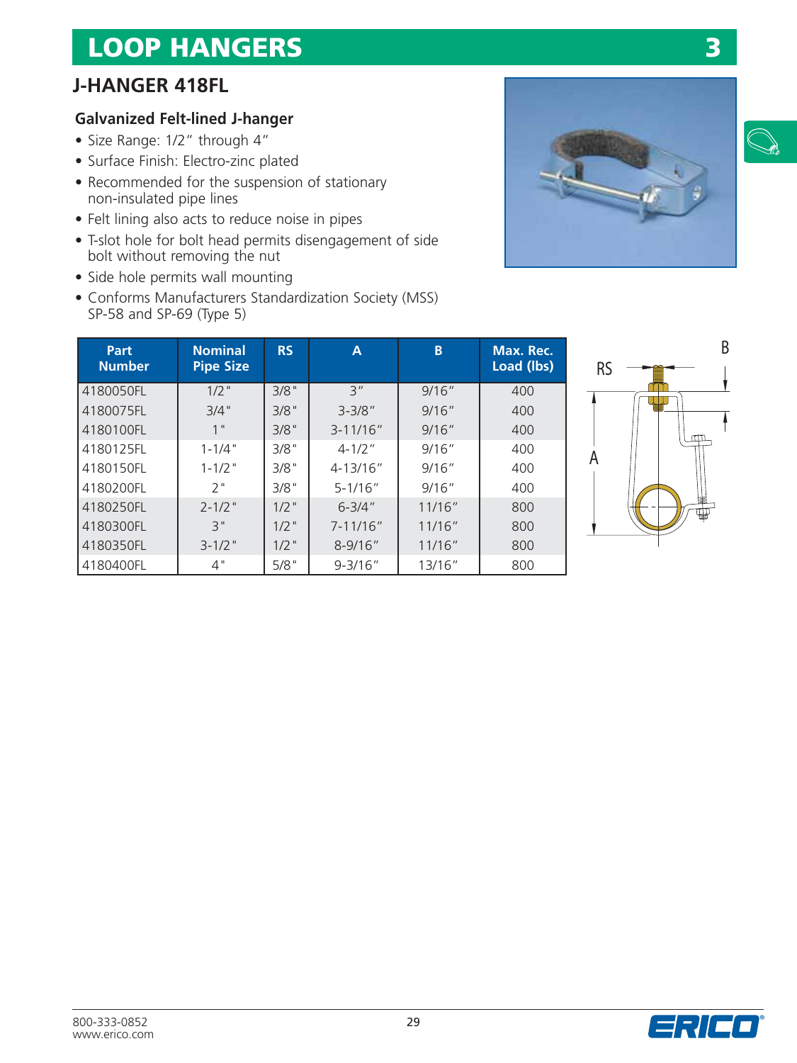# LOOP HANGERS

## J-HANGER 418FL

### Galvanized Felt-lined J-hanger

- Size Range: 1/2" through 4"
- Surface Finish: Electro-zinc plated
- Recommended for the suspension of stationary non-insulated pipe lines
- Felt lining also acts to reduce noise in pipes
- T-slot hole for bolt head permits disengagement of side bolt without removing the nut
- Side hole permits wall mounting
- Conforms Manufacturers Standardization Society (MSS) SP-58 and SP-69 (Type 5)

| Part Number | Nominal Pipe Size | RS | A | B | Max. Rec. Load (lbs) |
|---|---|---|---|---|---|
| 4180050FL | 1/2" | 3/8" | 3" | 9/16" | 400 |
| 4180075FL | 3/4" | 3/8" | 3-3/8" | 9/16" | 400 |
| 4180100FL | 1" | 3/8" | 3-11/16" | 9/16" | 400 |
| 4180125FL | 1-1/4" | 3/8" | 4-1/2" | 9/16" | 400 |
| 4180150FL | 1-1/2" | 3/8" | 4-13/16" | 9/16" | 400 |
| 4180200FL | 2" | 3/8" | 5-1/16" | 9/16" | 400 |
| 4180250FL | 2-1/2" | 1/2" | 6-3/4" | 11/16" | 800 |
| 4180300FL | 3" | 1/2" | 7-11/16" | 11/16" | 800 |
| 4180350FL | 3-1/2" | 1/2" | 8-9/16" | 11/16" | 800 |
| 4180400FL | 4" | 5/8" | 9-3/16" | 13/16" | 800 |

RS
A
B

800-333-0852
www.erico.com